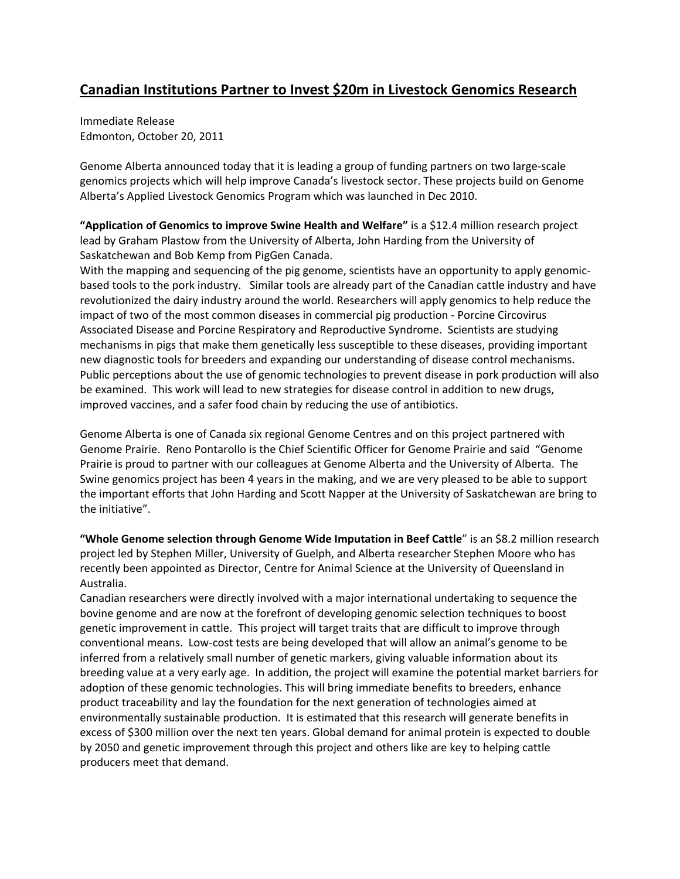# Canadian Institutions Partner to Invest $20m in Livestock Genomics Research

Immediate Release
Edmonton, October 20, 2011

Genome Alberta announced today that it is leading a group of funding partners on two large-scale genomics projects which will help improve Canada's livestock sector. These projects build on Genome Alberta's Applied Livestock Genomics Program which was launched in Dec 2010.

**"Application of Genomics to improve Swine Health and Welfare"** is a $12.4 million research project lead by Graham Plastow from the University of Alberta, John Harding from the University of Saskatchewan and Bob Kemp from PigGen Canada.
With the mapping and sequencing of the pig genome, scientists have an opportunity to apply genomic-based tools to the pork industry. Similar tools are already part of the Canadian cattle industry and have revolutionized the dairy industry around the world. Researchers will apply genomics to help reduce the impact of two of the most common diseases in commercial pig production - Porcine Circovirus Associated Disease and Porcine Respiratory and Reproductive Syndrome. Scientists are studying mechanisms in pigs that make them genetically less susceptible to these diseases, providing important new diagnostic tools for breeders and expanding our understanding of disease control mechanisms. Public perceptions about the use of genomic technologies to prevent disease in pork production will also be examined. This work will lead to new strategies for disease control in addition to new drugs, improved vaccines, and a safer food chain by reducing the use of antibiotics.

Genome Alberta is one of Canada six regional Genome Centres and on this project partnered with Genome Prairie. Reno Pontarollo is the Chief Scientific Officer for Genome Prairie and said "Genome Prairie is proud to partner with our colleagues at Genome Alberta and the University of Alberta. The Swine genomics project has been 4 years in the making, and we are very pleased to be able to support the important efforts that John Harding and Scott Napper at the University of Saskatchewan are bring to the initiative".

**"Whole Genome selection through Genome Wide Imputation in Beef Cattle"** is an $8.2 million research project led by Stephen Miller, University of Guelph, and Alberta researcher Stephen Moore who has recently been appointed as Director, Centre for Animal Science at the University of Queensland in Australia.
Canadian researchers were directly involved with a major international undertaking to sequence the bovine genome and are now at the forefront of developing genomic selection techniques to boost genetic improvement in cattle. This project will target traits that are difficult to improve through conventional means. Low-cost tests are being developed that will allow an animal's genome to be inferred from a relatively small number of genetic markers, giving valuable information about its breeding value at a very early age. In addition, the project will examine the potential market barriers for adoption of these genomic technologies. This will bring immediate benefits to breeders, enhance product traceability and lay the foundation for the next generation of technologies aimed at environmentally sustainable production. It is estimated that this research will generate benefits in excess of $300 million over the next ten years. Global demand for animal protein is expected to double by 2050 and genetic improvement through this project and others like are key to helping cattle producers meet that demand.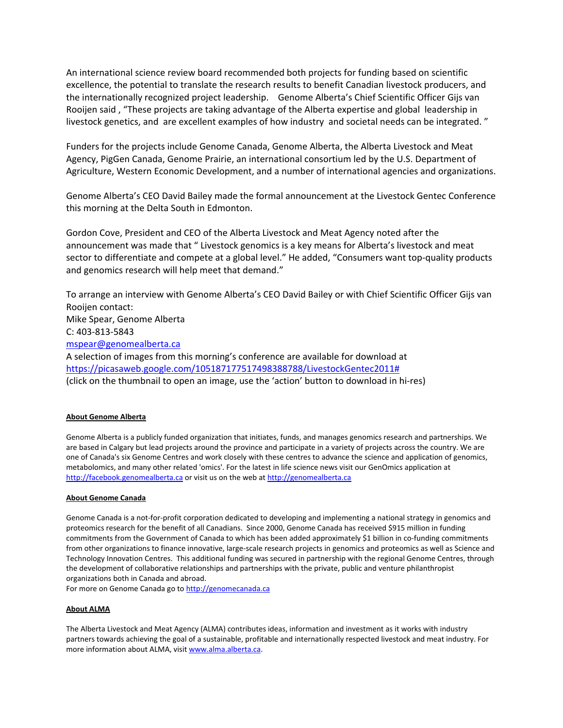An international science review board recommended both projects for funding based on scientific excellence, the potential to translate the research results to benefit Canadian livestock producers, and the internationally recognized project leadership. Genome Alberta's Chief Scientific Officer Gijs van Rooijen said , "These projects are taking advantage of the Alberta expertise and global leadership in livestock genetics, and are excellent examples of how industry and societal needs can be integrated. "

Funders for the projects include Genome Canada, Genome Alberta, the Alberta Livestock and Meat Agency, PigGen Canada, Genome Prairie, an international consortium led by the U.S. Department of Agriculture, Western Economic Development, and a number of international agencies and organizations.

Genome Alberta's CEO David Bailey made the formal announcement at the Livestock Gentec Conference this morning at the Delta South in Edmonton.

Gordon Cove, President and CEO of the Alberta Livestock and Meat Agency noted after the announcement was made that " Livestock genomics is a key means for Alberta's livestock and meat sector to differentiate and compete at a global level." He added, "Consumers want top-quality products and genomics research will help meet that demand."

To arrange an interview with Genome Alberta's CEO David Bailey or with Chief Scientific Officer Gijs van Rooijen contact:
Mike Spear, Genome Alberta
C: 403-813-5843
mspear@genomealberta.ca
A selection of images from this morning's conference are available for download at
https://picasaweb.google.com/105187177517498388788/LivestockGentec2011#
(click on the thumbnail to open an image, use the 'action' button to download in hi-res)

**About Genome Alberta**

Genome Alberta is a publicly funded organization that initiates, funds, and manages genomics research and partnerships. We are based in Calgary but lead projects around the province and participate in a variety of projects across the country. We are one of Canada's six Genome Centres and work closely with these centres to advance the science and application of genomics, metabolomics, and many other related 'omics'. For the latest in life science news visit our GenOmics application at http://facebook.genomealberta.ca or visit us on the web at http://genomealberta.ca

**About Genome Canada**

Genome Canada is a not-for-profit corporation dedicated to developing and implementing a national strategy in genomics and proteomics research for the benefit of all Canadians. Since 2000, Genome Canada has received $915 million in funding commitments from the Government of Canada to which has been added approximately $1 billion in co-funding commitments from other organizations to finance innovative, large-scale research projects in genomics and proteomics as well as Science and Technology Innovation Centres. This additional funding was secured in partnership with the regional Genome Centres, through the development of collaborative relationships and partnerships with the private, public and venture philanthropist organizations both in Canada and abroad.
For more on Genome Canada go to http://genomecanada.ca

**About ALMA**

The Alberta Livestock and Meat Agency (ALMA) contributes ideas, information and investment as it works with industry partners towards achieving the goal of a sustainable, profitable and internationally respected livestock and meat industry. For more information about ALMA, visit www.alma.alberta.ca.